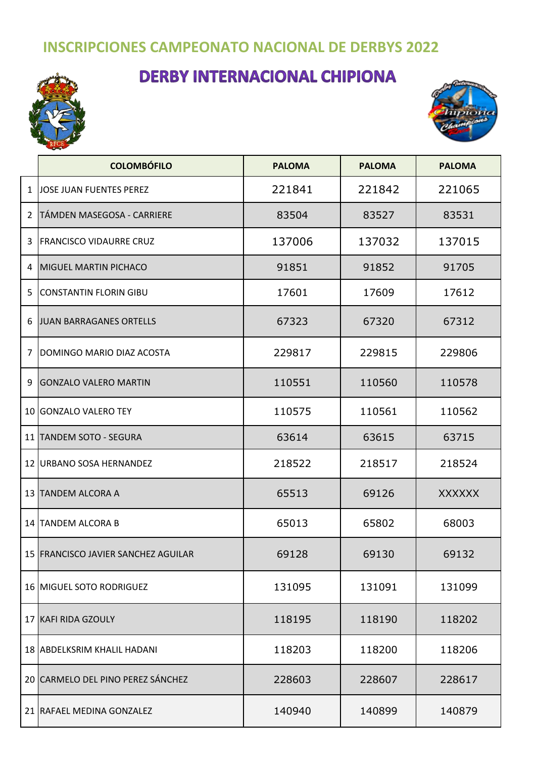## INSCRIPCIONES CAMPEONATO NACIONAL DE DERBYS 2022

# DERBY INTERNACIONAL CHIPIONA

| | COLOMBÓFILO | PALOMA | PALOMA | PALOMA |
|---|---|---|---|---|
| 1 | JOSE JUAN FUENTES PEREZ | 221841 | 221842 | 221065 |
| 2 | TÁMDEN MASEGOSA - CARRIERE | 83504 | 83527 | 83531 |
| 3 | FRANCISCO VIDAURRE CRUZ | 137006 | 137032 | 137015 |
| 4 | MIGUEL MARTIN PICHACO | 91851 | 91852 | 91705 |
| 5 | CONSTANTIN FLORIN GIBU | 17601 | 17609 | 17612 |
| 6 | JUAN BARRAGANES ORTELLS | 67323 | 67320 | 67312 |
| 7 | DOMINGO MARIO DIAZ ACOSTA | 229817 | 229815 | 229806 |
| 9 | GONZALO VALERO MARTIN | 110551 | 110560 | 110578 |
| 10 | GONZALO VALERO TEY | 110575 | 110561 | 110562 |
| 11 | TANDEM SOTO - SEGURA | 63614 | 63615 | 63715 |
| 12 | URBANO SOSA HERNANDEZ | 218522 | 218517 | 218524 |
| 13 | TANDEM ALCORA A | 65513 | 69126 | XXXXXX |
| 14 | TANDEM ALCORA B | 65013 | 65802 | 68003 |
| 15 | FRANCISCO JAVIER SANCHEZ AGUILAR | 69128 | 69130 | 69132 |
| 16 | MIGUEL SOTO RODRIGUEZ | 131095 | 131091 | 131099 |
| 17 | KAFI RIDA GZOULY | 118195 | 118190 | 118202 |
| 18 | ABDELKSRIM KHALIL HADANI | 118203 | 118200 | 118206 |
| 20 | CARMELO DEL PINO PEREZ SÁNCHEZ | 228603 | 228607 | 228617 |
| 21 | RAFAEL MEDINA GONZALEZ | 140940 | 140899 | 140879 |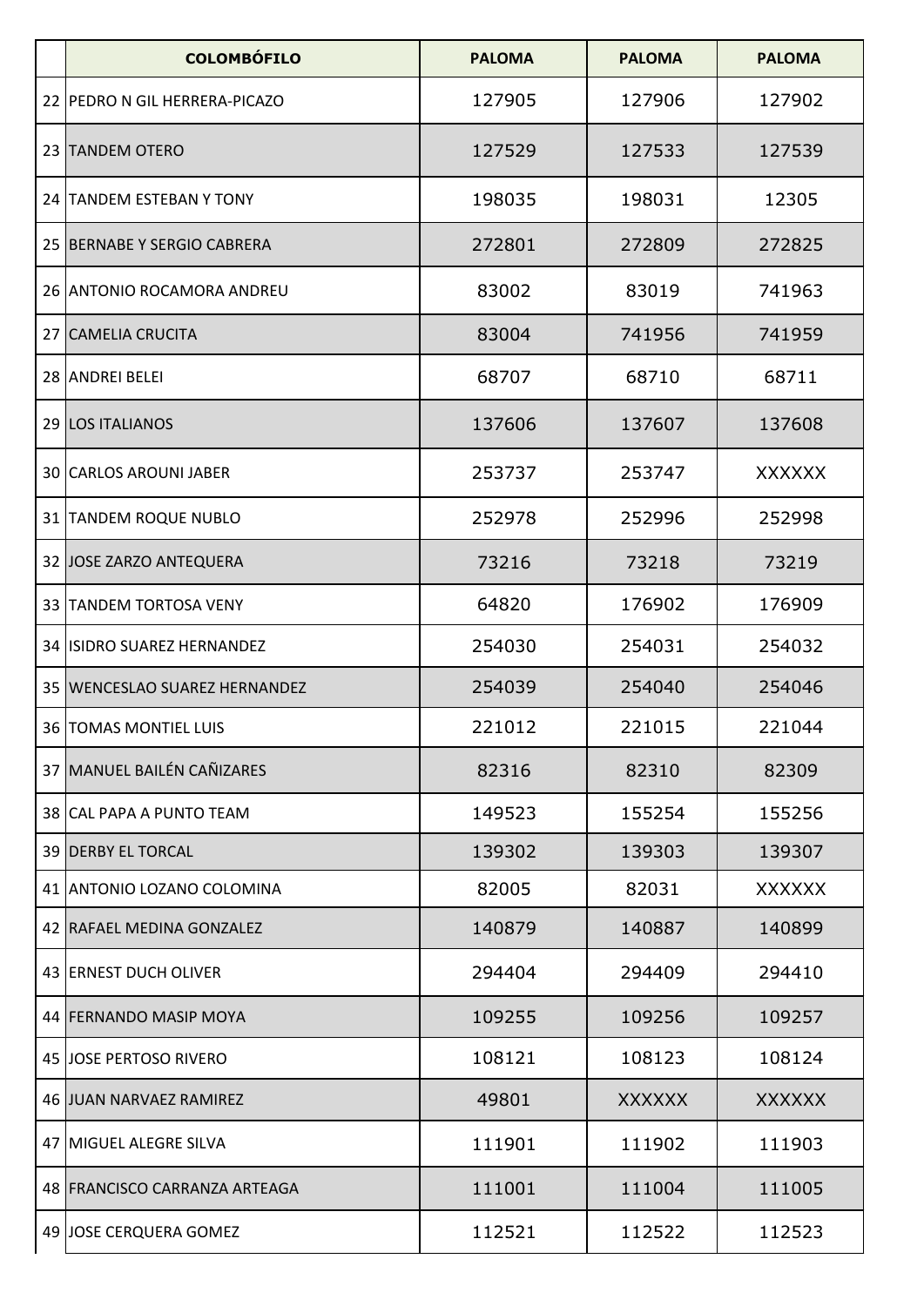| | COLOMBÓFILO | PALOMA | PALOMA | PALOMA |
|---|---|---|---|---|
| 22 | PEDRO N GIL HERRERA-PICAZO | 127905 | 127906 | 127902 |
| 23 | TANDEM OTERO | 127529 | 127533 | 127539 |
| 24 | TANDEM ESTEBAN Y TONY | 198035 | 198031 | 12305 |
| 25 | BERNABE Y SERGIO CABRERA | 272801 | 272809 | 272825 |
| 26 | ANTONIO ROCAMORA ANDREU | 83002 | 83019 | 741963 |
| 27 | CAMELIA CRUCITA | 83004 | 741956 | 741959 |
| 28 | ANDREI BELEI | 68707 | 68710 | 68711 |
| 29 | LOS ITALIANOS | 137606 | 137607 | 137608 |
| 30 | CARLOS AROUNI JABER | 253737 | 253747 | XXXXXX |
| 31 | TANDEM ROQUE NUBLO | 252978 | 252996 | 252998 |
| 32 | JOSE ZARZO ANTEQUERA | 73216 | 73218 | 73219 |
| 33 | TANDEM TORTOSA VENY | 64820 | 176902 | 176909 |
| 34 | ISIDRO SUAREZ HERNANDEZ | 254030 | 254031 | 254032 |
| 35 | WENCESLAO SUAREZ HERNANDEZ | 254039 | 254040 | 254046 |
| 36 | TOMAS MONTIEL LUIS | 221012 | 221015 | 221044 |
| 37 | MANUEL BAILÉN CAÑIZARES | 82316 | 82310 | 82309 |
| 38 | CAL PAPA A PUNTO TEAM | 149523 | 155254 | 155256 |
| 39 | DERBY EL TORCAL | 139302 | 139303 | 139307 |
| 41 | ANTONIO LOZANO COLOMINA | 82005 | 82031 | XXXXXX |
| 42 | RAFAEL MEDINA GONZALEZ | 140879 | 140887 | 140899 |
| 43 | ERNEST DUCH OLIVER | 294404 | 294409 | 294410 |
| 44 | FERNANDO MASIP MOYA | 109255 | 109256 | 109257 |
| 45 | JOSE PERTOSO RIVERO | 108121 | 108123 | 108124 |
| 46 | JUAN NARVAEZ RAMIREZ | 49801 | XXXXXX | XXXXXX |
| 47 | MIGUEL ALEGRE SILVA | 111901 | 111902 | 111903 |
| 48 | FRANCISCO CARRANZA ARTEAGA | 111001 | 111004 | 111005 |
| 49 | JOSE CERQUERA GOMEZ | 112521 | 112522 | 112523 |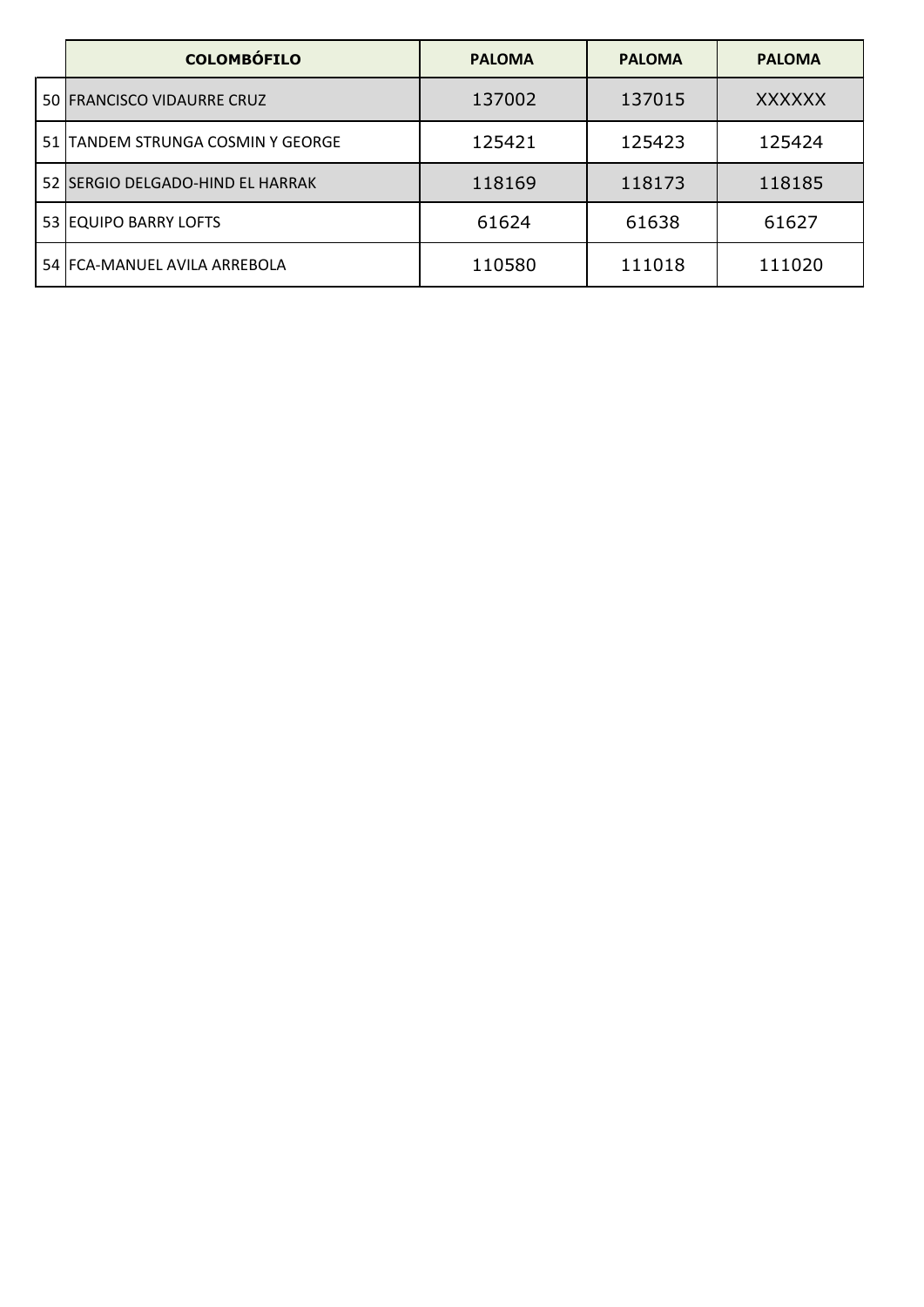| | COLOMBÓFILO | PALOMA | PALOMA | PALOMA |
|---|---|---|---|---|
| 50 | FRANCISCO VIDAURRE CRUZ | 137002 | 137015 | XXXXXX |
| 51 | TANDEM STRUNGA COSMIN Y GEORGE | 125421 | 125423 | 125424 |
| 52 | SERGIO DELGADO-HIND EL HARRAK | 118169 | 118173 | 118185 |
| 53 | EQUIPO BARRY LOFTS | 61624 | 61638 | 61627 |
| 54 | FCA-MANUEL AVILA ARREBOLA | 110580 | 111018 | 111020 |